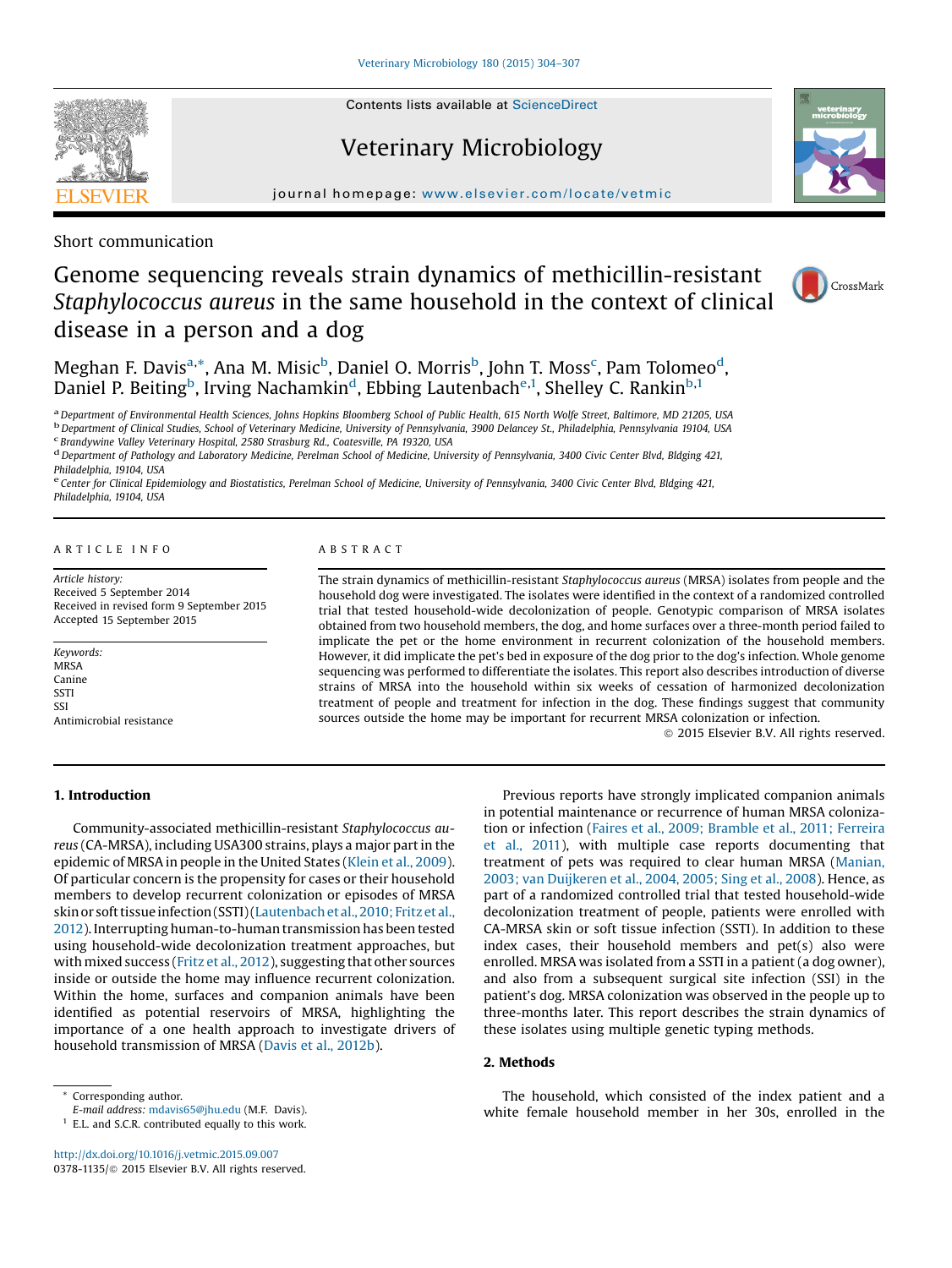Short communication

# Genome sequencing reveals strain dynamics of methicillin-resistant *Staphylococcus aureus* in the same household in the context of clinical disease in a person and a dog

Meghan F. Davis[a,*], Ana M. Misic[b], Daniel O. Morris[b], John T. Moss[c], Pam Tolomeo[d], Daniel P. Beiting[b], Irving Nachamkin[d], Ebbing Lautenbach[e,1], Shelley C. Rankin[b,1]

[a] Department of Environmental Health Sciences, Johns Hopkins Bloomberg School of Public Health, 615 North Wolfe Street, Baltimore, MD 21205, USA
[b] Department of Clinical Studies, School of Veterinary Medicine, University of Pennsylvania, 3900 Delancey St., Philadelphia, Pennsylvania 19104, USA
[c] Brandywine Valley Veterinary Hospital, 2580 Strasburg Rd., Coatesville, PA 19320, USA
[d] Department of Pathology and Laboratory Medicine, Perelman School of Medicine, University of Pennsylvania, 3400 Civic Center Blvd, Bldging 421, Philadelphia, 19104, USA
[e] Center for Clinical Epidemiology and Biostatistics, Perelman School of Medicine, University of Pennsylvania, 3400 Civic Center Blvd, Bldging 421, Philadelphia, 19104, USA

**ARTICLE INFO**

*Article history:*
Received 5 September 2014
Received in revised form 9 September 2015
Accepted 15 September 2015

*Keywords:*
MRSA
Canine
SSTI
SSI
Antimicrobial resistance

**ABSTRACT**

The strain dynamics of methicillin-resistant *Staphylococcus aureus* (MRSA) isolates from people and the household dog were investigated. The isolates were identified in the context of a randomized controlled trial that tested household-wide decolonization of people. Genotypic comparison of MRSA isolates obtained from two household members, the dog, and home surfaces over a three-month period failed to implicate the pet or the home environment in recurrent colonization of the household members. However, it did implicate the pet's bed in exposure of the dog prior to the dog's infection. Whole genome sequencing was performed to differentiate the isolates. This report also describes introduction of diverse strains of MRSA into the household within six weeks of cessation of harmonized decolonization treatment of people and treatment for infection in the dog. These findings suggest that community sources outside the home may be important for recurrent MRSA colonization or infection.

© 2015 Elsevier B.V. All rights reserved.

## 1. Introduction

Community-associated methicillin-resistant *Staphylococcus aureus* (CA-MRSA), including USA300 strains, plays a major part in the epidemic of MRSA in people in the United States (Klein et al., 2009). Of particular concern is the propensity for cases or their household members to develop recurrent colonization or episodes of MRSA skin or soft tissue infection (SSTI) (Lautenbach et al., 2010; Fritz et al., 2012). Interrupting human-to-human transmission has been tested using household-wide decolonization treatment approaches, but with mixed success (Fritz et al., 2012), suggesting that other sources inside or outside the home may influence recurrent colonization. Within the home, surfaces and companion animals have been identified as potential reservoirs of MRSA, highlighting the importance of a one health approach to investigate drivers of household transmission of MRSA (Davis et al., 2012b).

Previous reports have strongly implicated companion animals in potential maintenance or recurrence of human MRSA colonization or infection (Faires et al., 2009; Bramble et al., 2011; Ferreira et al., 2011), with multiple case reports documenting that treatment of pets was required to clear human MRSA (Manian, 2003; van Duijkeren et al., 2004, 2005; Sing et al., 2008). Hence, as part of a randomized controlled trial that tested household-wide decolonization treatment of people, patients were enrolled with CA-MRSA skin or soft tissue infection (SSTI). In addition to these index cases, their household members and pet(s) also were enrolled. MRSA was isolated from a SSTI in a patient (a dog owner), and also from a subsequent surgical site infection (SSI) in the patient's dog. MRSA colonization was observed in the people up to three-months later. This report describes the strain dynamics of these isolates using multiple genetic typing methods.

## 2. Methods

The household, which consisted of the index patient and a white female household member in her 30s, enrolled in the

\* Corresponding author.
*E-mail address:* mdavis65@jhu.edu (M.F. Davis).
[1] E.L. and S.C.R. contributed equally to this work.

http://dx.doi.org/10.1016/j.vetmic.2015.09.007
0378-1135/© 2015 Elsevier B.V. All rights reserved.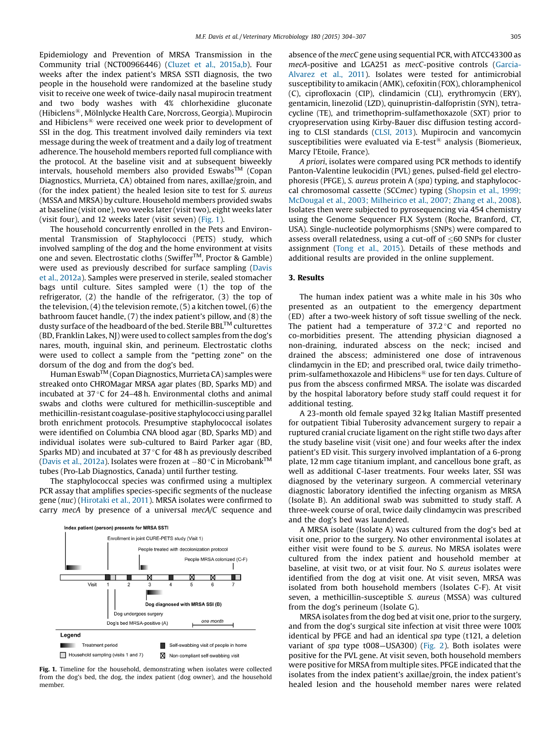Epidemiology and Prevention of MRSA Transmission in the Community trial (NCT00966446) (Cluzet et al., 2015a,b). Four weeks after the index patient's MRSA SSTI diagnosis, the two people in the household were randomized at the baseline study visit to receive one week of twice-daily nasal mupirocin treatment and two body washes with 4% chlorhexidine gluconate (Hibiclens®, Mölnlycke Health Care, Norcross, Georgia). Mupirocin and Hibiclens® were received one week prior to development of SSI in the dog. This treatment involved daily reminders via text message during the week of treatment and a daily log of treatment adherence. The household members reported full compliance with the protocol. At the baseline visit and at subsequent biweekly intervals, household members also provided Eswabs™ (Copan Diagnostics, Murrieta, CA) obtained from nares, axillae/groin, and (for the index patient) the healed lesion site to test for *S. aureus* (MSSA and MRSA) by culture. Household members provided swabs at baseline (visit one), two weeks later (visit two), eight weeks later (visit four), and 12 weeks later (visit seven) (Fig. 1).

The household concurrently enrolled in the Pets and Environmental Transmission of Staphylococci (PETS) study, which involved sampling of the dog and the home environment at visits one and seven. Electrostatic cloths (Swiffer™, Proctor & Gamble) were used as previously described for surface sampling (Davis et al., 2012a). Samples were preserved in sterile, sealed stomacher bags until culture. Sites sampled were (1) the top of the refrigerator, (2) the handle of the refrigerator, (3) the top of the television, (4) the television remote, (5) a kitchen towel, (6) the bathroom faucet handle, (7) the index patient's pillow, and (8) the dusty surface of the headboard of the bed. Sterile BBL™ culturettes (BD, Franklin Lakes, NJ) were used to collect samples from the dog's nares, mouth, inguinal skin, and perineum. Electrostatic cloths were used to collect a sample from the "petting zone" on the dorsum of the dog and from the dog's bed.

Human Eswab™ (Copan Diagnostics, Murrieta CA) samples were streaked onto CHROMagar MRSA agar plates (BD, Sparks MD) and incubated at 37 °C for 24–48 h. Environmental cloths and animal swabs and cloths were cultured for methicillin-susceptible and methicillin-resistant coagulase-positive staphylococci using parallel broth enrichment protocols. Presumptive staphylococcal isolates were identified on Columbia CNA blood agar (BD, Sparks MD) and individual isolates were sub-cultured to Baird Parker agar (BD, Sparks MD) and incubated at 37 °C for 48 h as previously described (Davis et al., 2012a). Isolates were frozen at −80 °C in Microbank™ tubes (Pro-Lab Diagnostics, Canada) until further testing.

The staphylococcal species was confirmed using a multiplex PCR assay that amplifies species-specific segments of the nuclease gene (*nuc*) (Hirotaki et al., 2011). MRSA isolates were confirmed to carry *mecA* by presence of a universal *mecA/C* sequence and absence of the *mecC* gene using sequential PCR, with ATCC43300 as *mecA*-positive and LGA251 as *mecC*-positive controls (Garcia-Alvarez et al., 2011). Isolates were tested for antimicrobial susceptibility to amikacin (AMK), cefoxitin (FOX), chloramphenicol (C), ciprofloxacin (CIP), clindamicin (CLI), erythromycin (ERY), gentamicin, linezolid (LZD), quinupristin-dalfopristin (SYN), tetracycline (TE), and trimethoprim-sulfamethoxazole (SXT) prior to cryopreservation using Kirby-Bauer disc diffusion testing according to CLSI standards (CLSI, 2013). Mupirocin and vancomycin susceptibilities were evaluated via E-test® analysis (Biomerieux, Marcy l'Etoile, France).

*A priori*, isolates were compared using PCR methods to identify Panton-Valentine leukocidin (PVL) genes, pulsed-field gel electrophoresis (PFGE), *S. aureus* protein A (*spa*) typing, and staphylococcal chromosomal cassette (SCC*mec*) typing (Shopsin et al., 1999; McDougal et al., 2003; Milheirico et al., 2007; Zhang et al., 2008). Isolates then were subjected to pyrosequencing via 454 chemistry using the Genome Sequencer FLX System (Roche, Branford, CT, USA). Single-nucleotide polymorphisms (SNPs) were compared to assess overall relatedness, using a cut-off of ≤60 SNPs for cluster assignment (Tong et al., 2015). Details of these methods and additional results are provided in the online supplement.

Fig. 1. Timeline for the household, demonstrating when isolates were collected from the dog's bed, the dog, the index patient (dog owner), and the household member.

## 3. Results

The human index patient was a white male in his 30s who presented as an outpatient to the emergency department (ED) after a two-week history of soft tissue swelling of the neck. The patient had a temperature of 37.2 °C and reported no co-morbidities present. The attending physician diagnosed a non-draining, indurated abscess on the neck; incised and drained the abscess; administered one dose of intravenous clindamycin in the ED; and prescribed oral, twice daily trimethoprim-sulfamethoxazole and Hibiclens® use for ten days. Culture of pus from the abscess confirmed MRSA. The isolate was discarded by the hospital laboratory before study staff could request it for additional testing.

A 23-month old female spayed 32 kg Italian Mastiff presented for outpatient Tibial Tuberosity advancement surgery to repair a ruptured cranial cruciate ligament on the right stifle two days after the study baseline visit (visit one) and four weeks after the index patient's ED visit. This surgery involved implantation of a 6-prong plate, 12 mm cage titanium implant, and cancellous bone graft, as well as additional C-laser treatments. Four weeks later, SSI was diagnosed by the veterinary surgeon. A commercial veterinary diagnostic laboratory identified the infecting organism as MRSA (Isolate B). An additional swab was submitted to study staff. A three-week course of oral, twice daily clindamycin was prescribed and the dog's bed was laundered.

A MRSA isolate (Isolate A) was cultured from the dog's bed at visit one, prior to the surgery. No other environmental isolates at either visit were found to be *S. aureus*. No MRSA isolates were cultured from the index patient and household member at baseline, at visit two, or at visit four. No *S. aureus* isolates were identified from the dog at visit one. At visit seven, MRSA was isolated from both household members (Isolates C-F). At visit seven, a methicillin-susceptible *S. aureus* (MSSA) was cultured from the dog's perineum (Isolate G).

MRSA isolates from the dog bed at visit one, prior to the surgery, and from the dog's surgical site infection at visit three were 100% identical by PFGE and had an identical *spa* type (t121, a deletion variant of *spa* type t008—USA300) (Fig. 2). Both isolates were positive for the PVL gene. At visit seven, both household members were positive for MRSA from multiple sites. PFGE indicated that the isolates from the index patient's axillae/groin, the index patient's healed lesion and the household member nares were related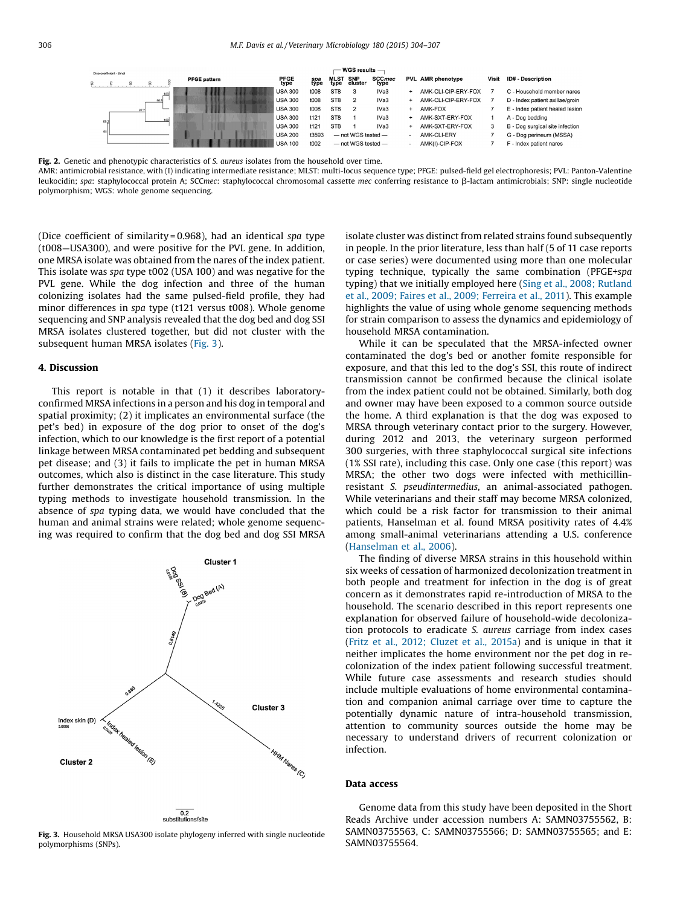| PFGE pattern | PFGE type | spa type | MLST type | SNP cluster | SCCmec type | PVL | AMR phenotype | Visit | ID# - Description |
|---|---|---|---|---|---|---|---|---|---|
| | USA 300 | t008 | ST8 | 3 | IVa3 | + | AMK-CLI-CIP-ERY-FOX | 7 | C - Household member nares |
| | USA 300 | t008 | ST8 | 2 | IVa3 | + | AMK-CLI-CIP-ERY-FOX | 7 | D - Index patient axillae/groin |
| | USA 300 | t008 | ST8 | 2 | IVa3 | + | AMK-FOX | 7 | E - Index patient healed lesion |
| | USA 300 | t121 | ST8 | 1 | IVa3 | + | AMK-SXT-ERY-FOX | 1 | A - Dog bedding |
| | USA 300 | t121 | ST8 | 1 | IVa3 | + | AMK-SXT-ERY-FOX | 3 | B - Dog surgical site infection |
| | USA 200 | t3593 | — not WGS tested — | | | - | AMK-CLI-ERY | 7 | G - Dog perineum (MSSA) |
| | USA 100 | t002 | — not WGS tested — | | | - | AMK(I)-CIP-FOX | 7 | F - Index patient nares |

**Fig. 2.** Genetic and phenotypic characteristics of *S. aureus* isolates from the household over time.
AMR: antimicrobial resistance, with (I) indicating intermediate resistance; MLST: multi-locus sequence type; PFGE: pulsed-field gel electrophoresis; PVL: Panton-Valentine leukocidin; *spa*: staphylococcal protein A; SCC*mec*: staphylococcal chromosomal cassette *mec* conferring resistance to β-lactam antimicrobials; SNP: single nucleotide polymorphism; WGS: whole genome sequencing.

(Dice coefficient of similarity = 0.968), had an identical *spa* type (t008—USA300), and were positive for the PVL gene. In addition, one MRSA isolate was obtained from the nares of the index patient. This isolate was *spa* type t002 (USA 100) and was negative for the PVL gene. While the dog infection and three of the human colonizing isolates had the same pulsed-field profile, they had minor differences in *spa* type (t121 versus t008). Whole genome sequencing and SNP analysis revealed that the dog bed and dog SSI MRSA isolates clustered together, but did not cluster with the subsequent human MRSA isolates (Fig. 3).

## 4. Discussion

This report is notable in that (1) it describes laboratory-confirmed MRSA infections in a person and his dog in temporal and spatial proximity; (2) it implicates an environmental surface (the pet's bed) in exposure of the dog prior to onset of the dog's infection, which to our knowledge is the first report of a potential linkage between MRSA contaminated pet bedding and subsequent pet disease; and (3) it fails to implicate the pet in human MRSA outcomes, which also is distinct in the case literature. This study further demonstrates the critical importance of using multiple typing methods to investigate household transmission. In the absence of *spa* typing data, we would have concluded that the human and animal strains were related; whole genome sequencing was required to confirm that the dog bed and dog SSI MRSA isolate cluster was distinct from related strains found subsequently in people. In the prior literature, less than half (5 of 11 case reports or case series) were documented using more than one molecular typing technique, typically the same combination (PFGE+*spa* typing) that we initially employed here (Sing et al., 2008; Rutland et al., 2009; Faires et al., 2009; Ferreira et al., 2011). This example highlights the value of using whole genome sequencing methods for strain comparison to assess the dynamics and epidemiology of household MRSA contamination.

While it can be speculated that the MRSA-infected owner contaminated the dog's bed or another fomite responsible for exposure, and that this led to the dog's SSI, this route of indirect transmission cannot be confirmed because the clinical isolate from the index patient could not be obtained. Similarly, both dog and owner may have been exposed to a common source outside the home. A third explanation is that the dog was exposed to MRSA through veterinary contact prior to the surgery. However, during 2012 and 2013, the veterinary surgeon performed 300 surgeries, with three staphylococcal surgical site infections (1% SSI rate), including this case. Only one case (this report) was MRSA; the other two dogs were infected with methicillin-resistant *S. pseudintermedius*, an animal-associated pathogen. While veterinarians and their staff may become MRSA colonized, which could be a risk factor for transmission to their animal patients, Hanselman et al. found MRSA positivity rates of 4.4% among small-animal veterinarians attending a U.S. conference (Hanselman et al., 2006).

The finding of diverse MRSA strains in this household within six weeks of cessation of harmonized decolonization treatment in both people and treatment for infection in the dog is of great concern as it demonstrates rapid re-introduction of MRSA to the household. The scenario described in this report represents one explanation for observed failure of household-wide decolonization protocols to eradicate *S. aureus* carriage from index cases (Fritz et al., 2012; Cluzet et al., 2015a) and is unique in that it neither implicates the home environment nor the pet dog in re-colonization of the index patient following successful treatment. While future case assessments and research studies should include multiple evaluations of home environmental contamination and companion animal carriage over time to capture the potentially dynamic nature of intra-household transmission, attention to community sources outside the home may be necessary to understand drivers of recurrent colonization or infection.

**Fig. 3.** Household MRSA USA300 isolate phylogeny inferred with single nucleotide polymorphisms (SNPs).

## Data access

Genome data from this study have been deposited in the Short Reads Archive under accession numbers A: SAMN03755562, B: SAMN03755563, C: SAMN03755566; D: SAMN03755565; and E: SAMN03755564.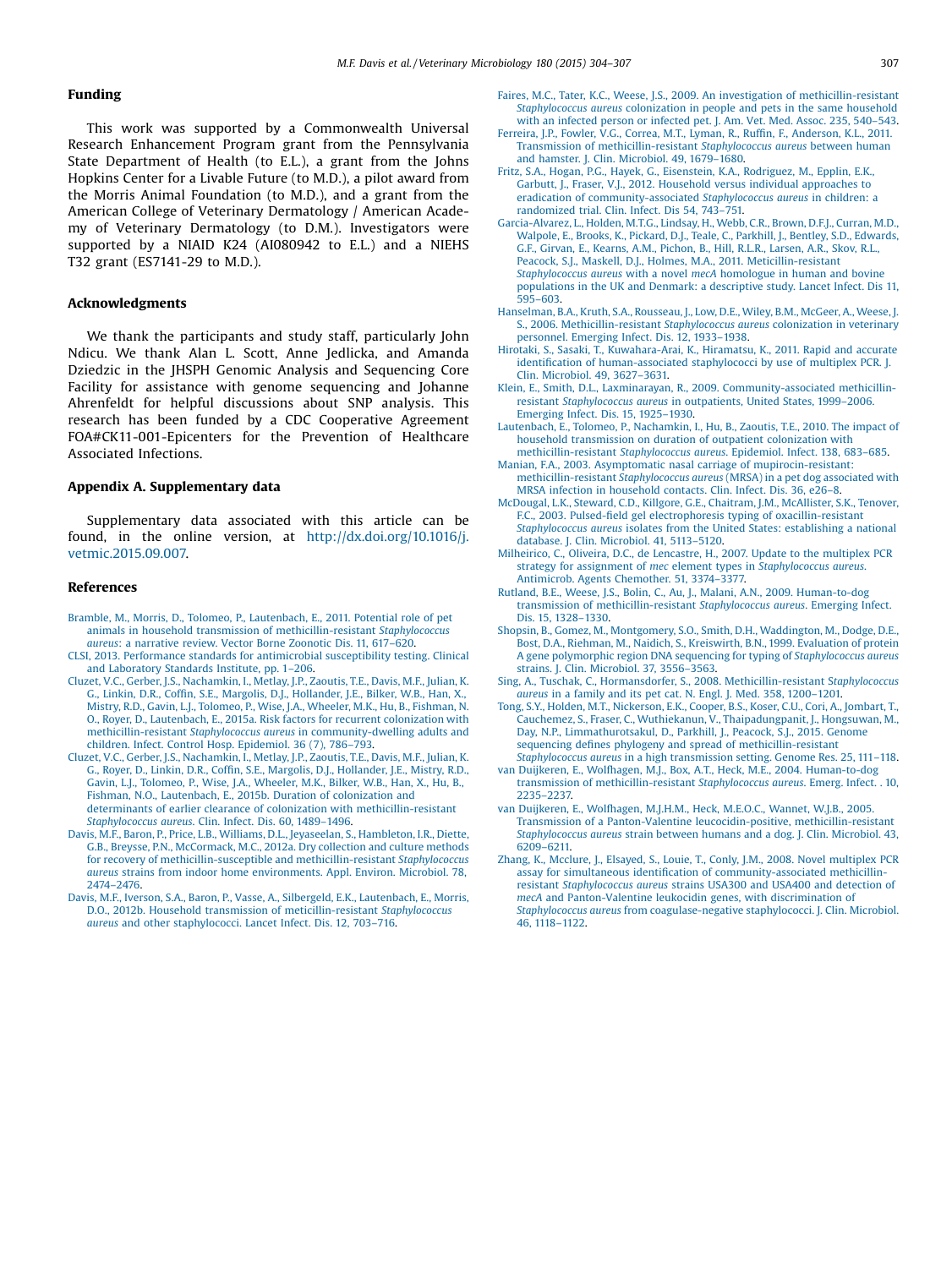## Funding

This work was supported by a Commonwealth Universal Research Enhancement Program grant from the Pennsylvania State Department of Health (to E.L.), a grant from the Johns Hopkins Center for a Livable Future (to M.D.), a pilot award from the Morris Animal Foundation (to M.D.), and a grant from the American College of Veterinary Dermatology / American Academy of Veterinary Dermatology (to D.M.). Investigators were supported by a NIAID K24 (AI080942 to E.L.) and a NIEHS T32 grant (ES7141-29 to M.D.).

## Acknowledgments

We thank the participants and study staff, particularly John Ndicu. We thank Alan L. Scott, Anne Jedlicka, and Amanda Dziedzic in the JHSPH Genomic Analysis and Sequencing Core Facility for assistance with genome sequencing and Johanne Ahrenfeldt for helpful discussions about SNP analysis. This research has been funded by a CDC Cooperative Agreement FOA#CK11-001-Epicenters for the Prevention of Healthcare Associated Infections.

## Appendix A. Supplementary data

Supplementary data associated with this article can be found, in the online version, at http://dx.doi.org/10.1016/j.vetmic.2015.09.007.

## References

Bramble, M., Morris, D., Tolomeo, P., Lautenbach, E., 2011. Potential role of pet animals in household transmission of methicillin-resistant *Staphylococcus aureus*: a narrative review. Vector Borne Zoonotic Dis. 11, 617–620.

CLSI, 2013. Performance standards for antimicrobial susceptibility testing. Clinical and Laboratory Standards Institute, pp. 1–206.

Cluzet, V.C., Gerber, J.S., Nachamkin, I., Metlay, J.P., Zaoutis, T.E., Davis, M.F., Julian, K. G., Linkin, D.R., Coffin, S.E., Margolis, D.J., Hollander, J.E., Bilker, W.B., Han, X., Mistry, R.D., Gavin, L.J., Tolomeo, P., Wise, J.A., Wheeler, M.K., Hu, B., Fishman, N. O., Royer, D., Lautenbach, E., 2015a. Risk factors for recurrent colonization with methicillin-resistant *Staphylococcus aureus* in community-dwelling adults and children. Infect. Control Hosp. Epidemiol. 36 (7), 786–793.

Cluzet, V.C., Gerber, J.S., Nachamkin, I., Metlay, J.P., Zaoutis, T.E., Davis, M.F., Julian, K. G., Royer, D., Linkin, D.R., Coffin, S.E., Margolis, D.J., Hollander, J.E., Mistry, R.D., Gavin, L.J., Tolomeo, P., Wise, J.A., Wheeler, M.K., Bilker, W.B., Han, X., Hu, B., Fishman, N.O., Lautenbach, E., 2015b. Duration of colonization and determinants of earlier clearance of colonization with methicillin-resistant *Staphylococcus aureus*. Clin. Infect. Dis. 60, 1489–1496.

Davis, M.F., Baron, P., Price, L.B., Williams, D.L., Jeyaseelan, S., Hambleton, I.R., Diette, G.B., Breysse, P.N., McCormack, M.C., 2012a. Dry collection and culture methods for recovery of methicillin-susceptible and methicillin-resistant *Staphylococcus aureus* strains from indoor home environments. Appl. Environ. Microbiol. 78, 2474–2476.

Davis, M.F., Iverson, S.A., Baron, P., Vasse, A., Silbergeld, E.K., Lautenbach, E., Morris, D.O., 2012b. Household transmission of meticillin-resistant *Staphylococcus aureus* and other staphylococci. Lancet Infect. Dis. 12, 703–716.

Faires, M.C., Tater, K.C., Weese, J.S., 2009. An investigation of methicillin-resistant *Staphylococcus aureus* colonization in people and pets in the same household with an infected person or infected pet. J. Am. Vet. Med. Assoc. 235, 540–543.

Ferreira, J.P., Fowler, V.G., Correa, M.T., Lyman, R., Ruffin, F., Anderson, K.L., 2011. Transmission of methicillin-resistant *Staphylococcus aureus* between human and hamster. J. Clin. Microbiol. 49, 1679–1680.

Fritz, S.A., Hogan, P.G., Hayek, G., Eisenstein, K.A., Rodriguez, M., Epplin, E.K., Garbutt, J., Fraser, V.J., 2012. Household versus individual approaches to eradication of community-associated *Staphylococcus aureus* in children: a randomized trial. Clin. Infect. Dis 54, 743–751.

Garcia-Alvarez, L., Holden, M.T.G., Lindsay, H., Webb, C.R., Brown, D.F.J., Curran, M.D., Walpole, E., Brooks, K., Pickard, D.J., Teale, C., Parkhill, J., Bentley, S.D., Edwards, G.F., Girvan, E., Kearns, A.M., Pichon, B., Hill, R.L.R., Larsen, A.R., Skov, R.L., Peacock, S.J., Maskell, D.J., Holmes, M.A., 2011. Meticillin-resistant *Staphylococcus aureus* with a novel *mecA* homologue in human and bovine populations in the UK and Denmark: a descriptive study. Lancet Infect. Dis 11, 595–603.

Hanselman, B.A., Kruth, S.A., Rousseau, J., Low, D.E., Wiley, B.M., McGeer, A., Weese, J. S., 2006. Methicillin-resistant *Staphylococcus aureus* colonization in veterinary personnel. Emerging Infect. Dis. 12, 1933–1938.

Hirotaki, S., Sasaki, T., Kuwahara-Arai, K., Hiramatsu, K., 2011. Rapid and accurate identification of human-associated staphylococci by use of multiplex PCR. J. Clin. Microbiol. 49, 3627–3631.

Klein, E., Smith, D.L., Laxminarayan, R., 2009. Community-associated methicillin-resistant *Staphylococcus aureus* in outpatients, United States, 1999–2006. Emerging Infect. Dis. 15, 1925–1930.

Lautenbach, E., Tolomeo, P., Nachamkin, I., Hu, B., Zaoutis, T.E., 2010. The impact of household transmission on duration of outpatient colonization with methicillin-resistant *Staphylococcus aureus*. Epidemiol. Infect. 138, 683–685.

Manian, F.A., 2003. Asymptomatic nasal carriage of mupirocin-resistant: methicillin-resistant *Staphylococcus aureus* (MRSA) in a pet dog associated with MRSA infection in household contacts. Clin. Infect. Dis. 36, e26–8.

McDougal, L.K., Steward, C.D., Killgore, G.E., Chaitram, J.M., McAllister, S.K., Tenover, F.C., 2003. Pulsed-field gel electrophoresis typing of oxacillin-resistant *Staphylococcus aureus* isolates from the United States: establishing a national database. J. Clin. Microbiol. 41, 5113–5120.

Milheirico, C., Oliveira, D.C., de Lencastre, H., 2007. Update to the multiplex PCR strategy for assignment of *mec* element types in *Staphylococcus aureus*. Antimicrob. Agents Chemother. 51, 3374–3377.

Rutland, B.E., Weese, J.S., Bolin, C., Au, J., Malani, A.N., 2009. Human-to-dog transmission of methicillin-resistant *Staphylococcus aureus*. Emerging Infect. Dis. 15, 1328–1330.

Shopsin, B., Gomez, M., Montgomery, S.O., Smith, D.H., Waddington, M., Dodge, D.E., Bost, D.A., Riehman, M., Naidich, S., Kreiswirth, B.N., 1999. Evaluation of protein A gene polymorphic region DNA sequencing for typing of *Staphylococcus aureus* strains. J. Clin. Microbiol. 37, 3556–3563.

Sing, A., Tuschak, C., Hormansdorfer, S., 2008. Methicillin-resistant *Staphylococcus aureus* in a family and its pet cat. N. Engl. J. Med. 358, 1200–1201.

Tong, S.Y., Holden, M.T., Nickerson, E.K., Cooper, B.S., Koser, C.U., Cori, A., Jombart, T., Cauchemez, S., Fraser, C., Wuthiekanun, V., Thaipadungpanit, J., Hongsuwan, M., Day, N.P., Limmathurotsakul, D., Parkhill, J., Peacock, S.J., 2015. Genome sequencing defines phylogeny and spread of methicillin-resistant *Staphylococcus aureus* in a high transmission setting. Genome Res. 25, 111–118.

van Duijkeren, E., Wolfhagen, M.J., Box, A.T., Heck, M.E., 2004. Human-to-dog transmission of methicillin-resistant *Staphylococcus aureus*. Emerg. Infect. . 10, 2235–2237.

van Duijkeren, E., Wolfhagen, M.J.H.M., Heck, M.E.O.C., Wannet, W.J.B., 2005. Transmission of a Panton-Valentine leucocidin-positive, methicillin-resistant *Staphylococcus aureus* strain between humans and a dog. J. Clin. Microbiol. 43, 6209–6211.

Zhang, K., Mcclure, J., Elsayed, S., Louie, T., Conly, J.M., 2008. Novel multiplex PCR assay for simultaneous identification of community-associated methicillin-resistant *Staphylococcus aureus* strains USA300 and USA400 and detection of *mecA* and Panton-Valentine leukocidin genes, with discrimination of *Staphylococcus aureus* from coagulase-negative staphylococci. J. Clin. Microbiol. 46, 1118–1122.